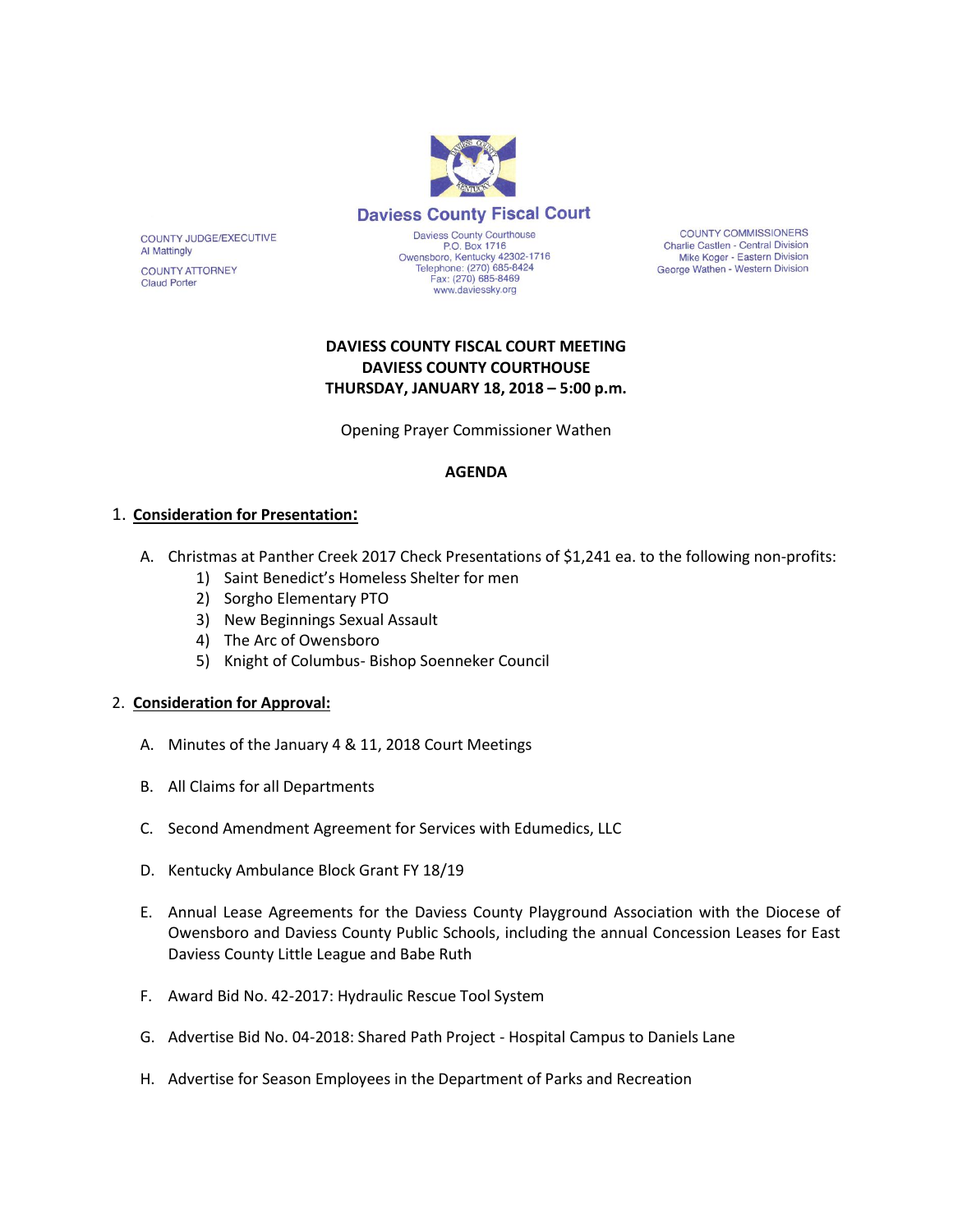# Daviess County Fiscal Court

COUNTY JUDGE/EXECUTIVE
Al Mattingly

COUNTY ATTORNEY
Claud Porter

Daviess County Courthouse
P.O. Box 1716
Owensboro, Kentucky 42302-1716
Telephone: (270) 685-8424
Fax: (270) 685-8469
www.daviessky.org

COUNTY COMMISSIONERS
Charlie Castlen - Central Division
Mike Koger - Eastern Division
George Wathen - Western Division

**DAVIESS COUNTY FISCAL COURT MEETING**
**DAVIESS COUNTY COURTHOUSE**
**THURSDAY, JANUARY 18, 2018 – 5:00 p.m.**

Opening Prayer Commissioner Wathen

**AGENDA**

1. **Consideration for Presentation:**

   A. Christmas at Panther Creek 2017 Check Presentations of $1,241 ea. to the following non-profits:
      1) Saint Benedict's Homeless Shelter for men
      2) Sorgho Elementary PTO
      3) New Beginnings Sexual Assault
      4) The Arc of Owensboro
      5) Knight of Columbus- Bishop Soenneker Council

2. **Consideration for Approval:**

   A. Minutes of the January 4 & 11, 2018 Court Meetings

   B. All Claims for all Departments

   C. Second Amendment Agreement for Services with Edumedics, LLC

   D. Kentucky Ambulance Block Grant FY 18/19

   E. Annual Lease Agreements for the Daviess County Playground Association with the Diocese of Owensboro and Daviess County Public Schools, including the annual Concession Leases for East Daviess County Little League and Babe Ruth

   F. Award Bid No. 42-2017: Hydraulic Rescue Tool System

   G. Advertise Bid No. 04-2018: Shared Path Project - Hospital Campus to Daniels Lane

   H. Advertise for Season Employees in the Department of Parks and Recreation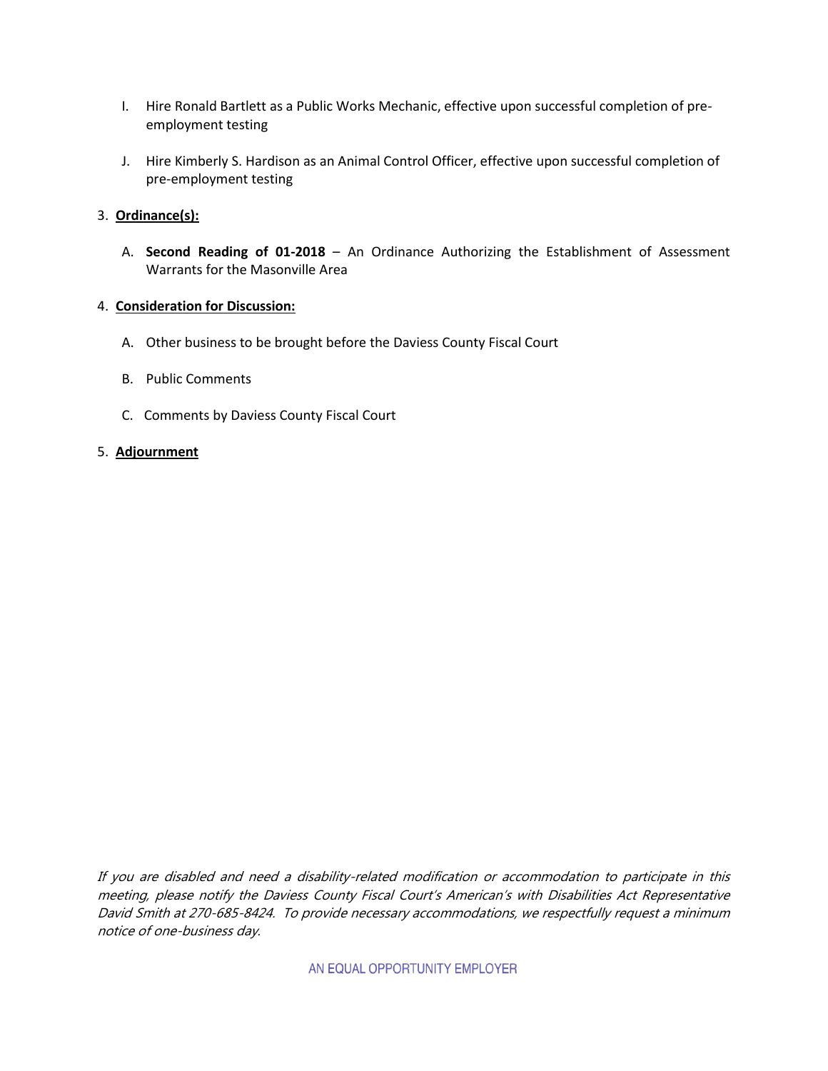I. Hire Ronald Bartlett as a Public Works Mechanic, effective upon successful completion of pre-employment testing

J. Hire Kimberly S. Hardison as an Animal Control Officer, effective upon successful completion of pre-employment testing

3. **Ordinance(s):**

   A. **Second Reading of 01-2018** – An Ordinance Authorizing the Establishment of Assessment Warrants for the Masonville Area

4. **Consideration for Discussion:**

   A. Other business to be brought before the Daviess County Fiscal Court

   B. Public Comments

   C. Comments by Daviess County Fiscal Court

5. **Adjournment**

*If you are disabled and need a disability-related modification or accommodation to participate in this meeting, please notify the Daviess County Fiscal Court's American's with Disabilities Act Representative David Smith at 270-685-8424. To provide necessary accommodations, we respectfully request a minimum notice of one-business day.*

AN EQUAL OPPORTUNITY EMPLOYER